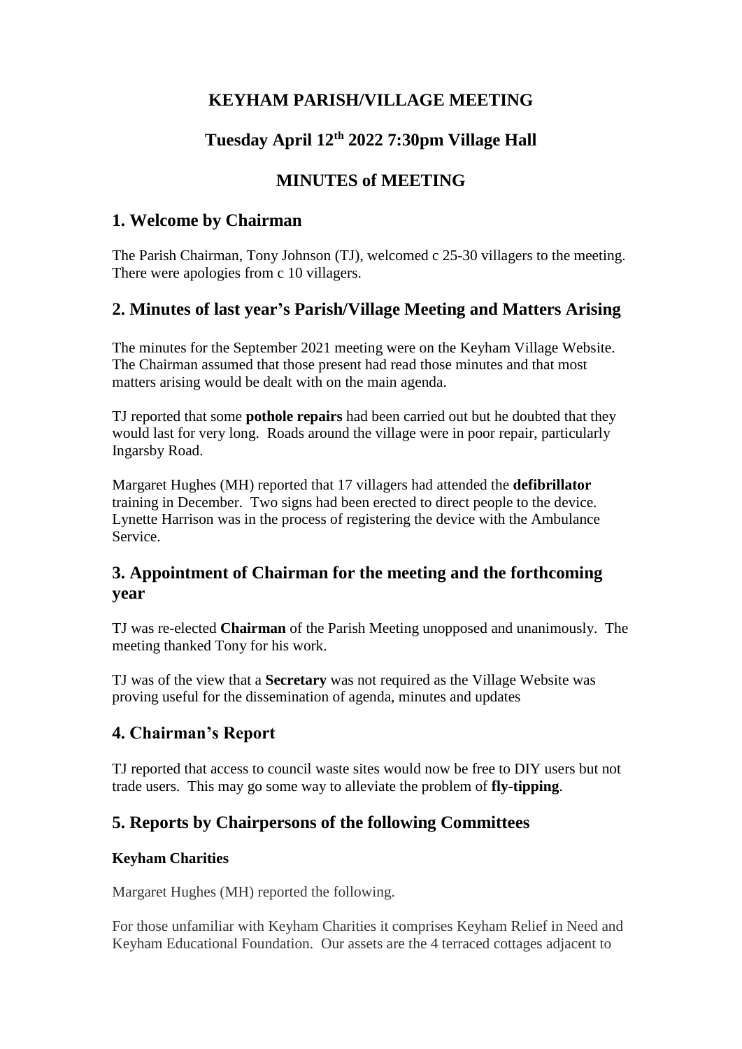# KEYHAM PARISH/VILLAGE MEETING

# Tuesday April 12th 2022 7:30pm Village Hall

# MINUTES of MEETING

## 1. Welcome by Chairman

The Parish Chairman, Tony Johnson (TJ), welcomed c 25-30 villagers to the meeting. There were apologies from c 10 villagers.

## 2. Minutes of last year's Parish/Village Meeting and Matters Arising

The minutes for the September 2021 meeting were on the Keyham Village Website. The Chairman assumed that those present had read those minutes and that most matters arising would be dealt with on the main agenda.

TJ reported that some **pothole repairs** had been carried out but he doubted that they would last for very long. Roads around the village were in poor repair, particularly Ingarsby Road.

Margaret Hughes (MH) reported that 17 villagers had attended the **defibrillator** training in December. Two signs had been erected to direct people to the device. Lynette Harrison was in the process of registering the device with the Ambulance Service.

## 3. Appointment of Chairman for the meeting and the forthcoming year

TJ was re-elected **Chairman** of the Parish Meeting unopposed and unanimously. The meeting thanked Tony for his work.

TJ was of the view that a **Secretary** was not required as the Village Website was proving useful for the dissemination of agenda, minutes and updates

## 4. Chairman's Report

TJ reported that access to council waste sites would now be free to DIY users but not trade users. This may go some way to alleviate the problem of **fly-tipping**.

## 5. Reports by Chairpersons of the following Committees

### Keyham Charities

Margaret Hughes (MH) reported the following.

For those unfamiliar with Keyham Charities it comprises Keyham Relief in Need and Keyham Educational Foundation. Our assets are the 4 terraced cottages adjacent to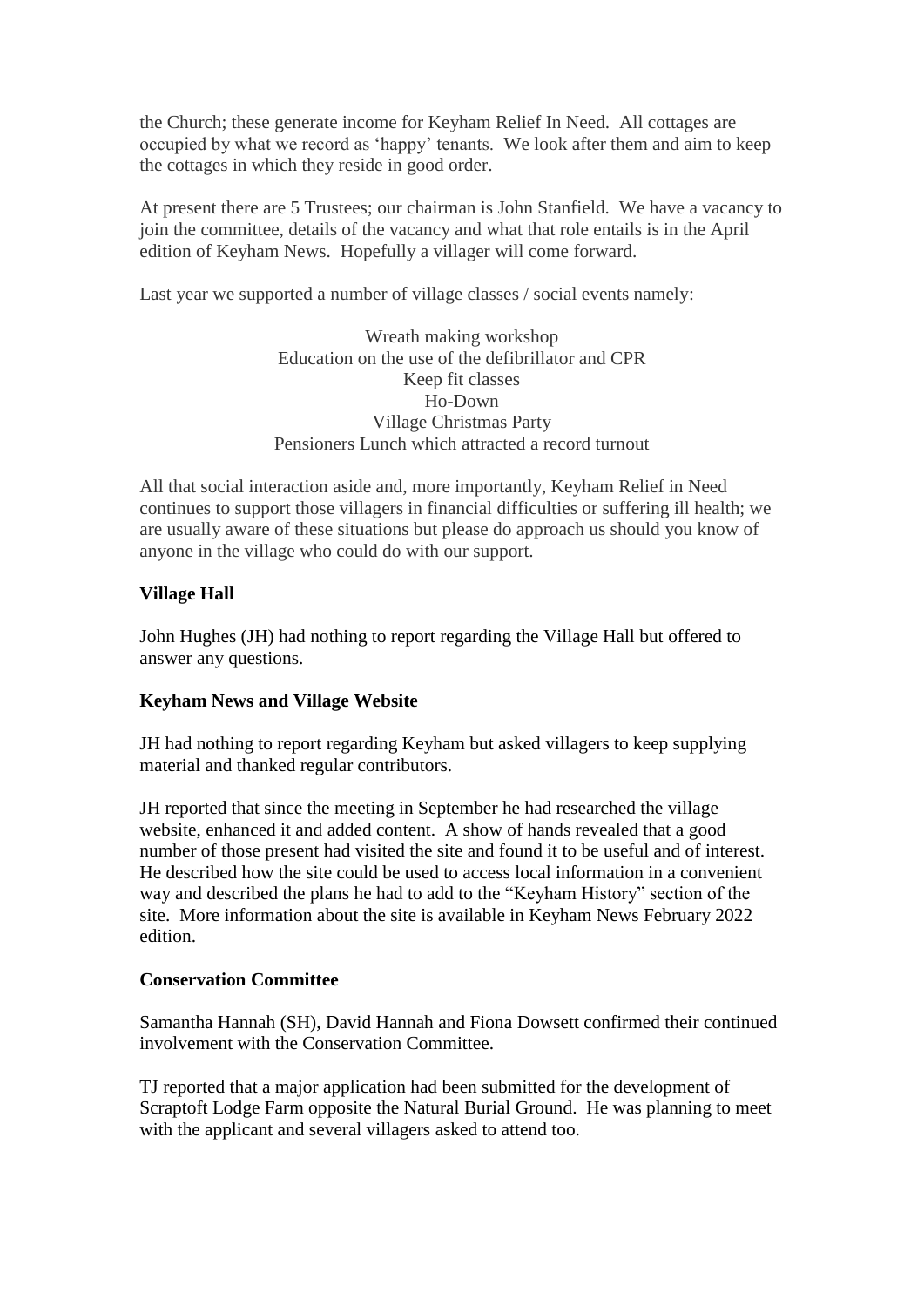the Church; these generate income for Keyham Relief In Need. All cottages are occupied by what we record as 'happy' tenants. We look after them and aim to keep the cottages in which they reside in good order.

At present there are 5 Trustees; our chairman is John Stanfield. We have a vacancy to join the committee, details of the vacancy and what that role entails is in the April edition of Keyham News. Hopefully a villager will come forward.

Last year we supported a number of village classes / social events namely:

Wreath making workshop
Education on the use of the defibrillator and CPR
Keep fit classes
Ho-Down
Village Christmas Party
Pensioners Lunch which attracted a record turnout

All that social interaction aside and, more importantly, Keyham Relief in Need continues to support those villagers in financial difficulties or suffering ill health; we are usually aware of these situations but please do approach us should you know of anyone in the village who could do with our support.

**Village Hall**

John Hughes (JH) had nothing to report regarding the Village Hall but offered to answer any questions.

**Keyham News and Village Website**

JH had nothing to report regarding Keyham but asked villagers to keep supplying material and thanked regular contributors.

JH reported that since the meeting in September he had researched the village website, enhanced it and added content. A show of hands revealed that a good number of those present had visited the site and found it to be useful and of interest. He described how the site could be used to access local information in a convenient way and described the plans he had to add to the "Keyham History" section of the site. More information about the site is available in Keyham News February 2022 edition.

**Conservation Committee**

Samantha Hannah (SH), David Hannah and Fiona Dowsett confirmed their continued involvement with the Conservation Committee.

TJ reported that a major application had been submitted for the development of Scraptoft Lodge Farm opposite the Natural Burial Ground. He was planning to meet with the applicant and several villagers asked to attend too.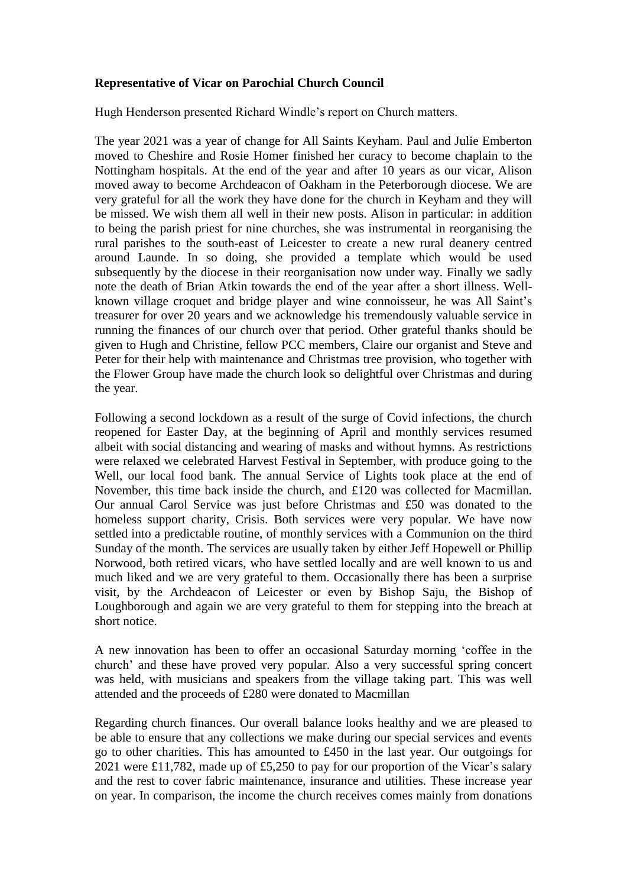**Representative of Vicar on Parochial Church Council**

Hugh Henderson presented Richard Windle's report on Church matters.

The year 2021 was a year of change for All Saints Keyham. Paul and Julie Emberton moved to Cheshire and Rosie Homer finished her curacy to become chaplain to the Nottingham hospitals. At the end of the year and after 10 years as our vicar, Alison moved away to become Archdeacon of Oakham in the Peterborough diocese. We are very grateful for all the work they have done for the church in Keyham and they will be missed. We wish them all well in their new posts. Alison in particular: in addition to being the parish priest for nine churches, she was instrumental in reorganising the rural parishes to the south-east of Leicester to create a new rural deanery centred around Launde. In so doing, she provided a template which would be used subsequently by the diocese in their reorganisation now under way. Finally we sadly note the death of Brian Atkin towards the end of the year after a short illness. Well-known village croquet and bridge player and wine connoisseur, he was All Saint's treasurer for over 20 years and we acknowledge his tremendously valuable service in running the finances of our church over that period. Other grateful thanks should be given to Hugh and Christine, fellow PCC members, Claire our organist and Steve and Peter for their help with maintenance and Christmas tree provision, who together with the Flower Group have made the church look so delightful over Christmas and during the year.

Following a second lockdown as a result of the surge of Covid infections, the church reopened for Easter Day, at the beginning of April and monthly services resumed albeit with social distancing and wearing of masks and without hymns. As restrictions were relaxed we celebrated Harvest Festival in September, with produce going to the Well, our local food bank. The annual Service of Lights took place at the end of November, this time back inside the church, and £120 was collected for Macmillan. Our annual Carol Service was just before Christmas and £50 was donated to the homeless support charity, Crisis. Both services were very popular. We have now settled into a predictable routine, of monthly services with a Communion on the third Sunday of the month. The services are usually taken by either Jeff Hopewell or Phillip Norwood, both retired vicars, who have settled locally and are well known to us and much liked and we are very grateful to them. Occasionally there has been a surprise visit, by the Archdeacon of Leicester or even by Bishop Saju, the Bishop of Loughborough and again we are very grateful to them for stepping into the breach at short notice.

A new innovation has been to offer an occasional Saturday morning 'coffee in the church' and these have proved very popular. Also a very successful spring concert was held, with musicians and speakers from the village taking part. This was well attended and the proceeds of £280 were donated to Macmillan

Regarding church finances. Our overall balance looks healthy and we are pleased to be able to ensure that any collections we make during our special services and events go to other charities. This has amounted to £450 in the last year. Our outgoings for 2021 were £11,782, made up of £5,250 to pay for our proportion of the Vicar's salary and the rest to cover fabric maintenance, insurance and utilities. These increase year on year. In comparison, the income the church receives comes mainly from donations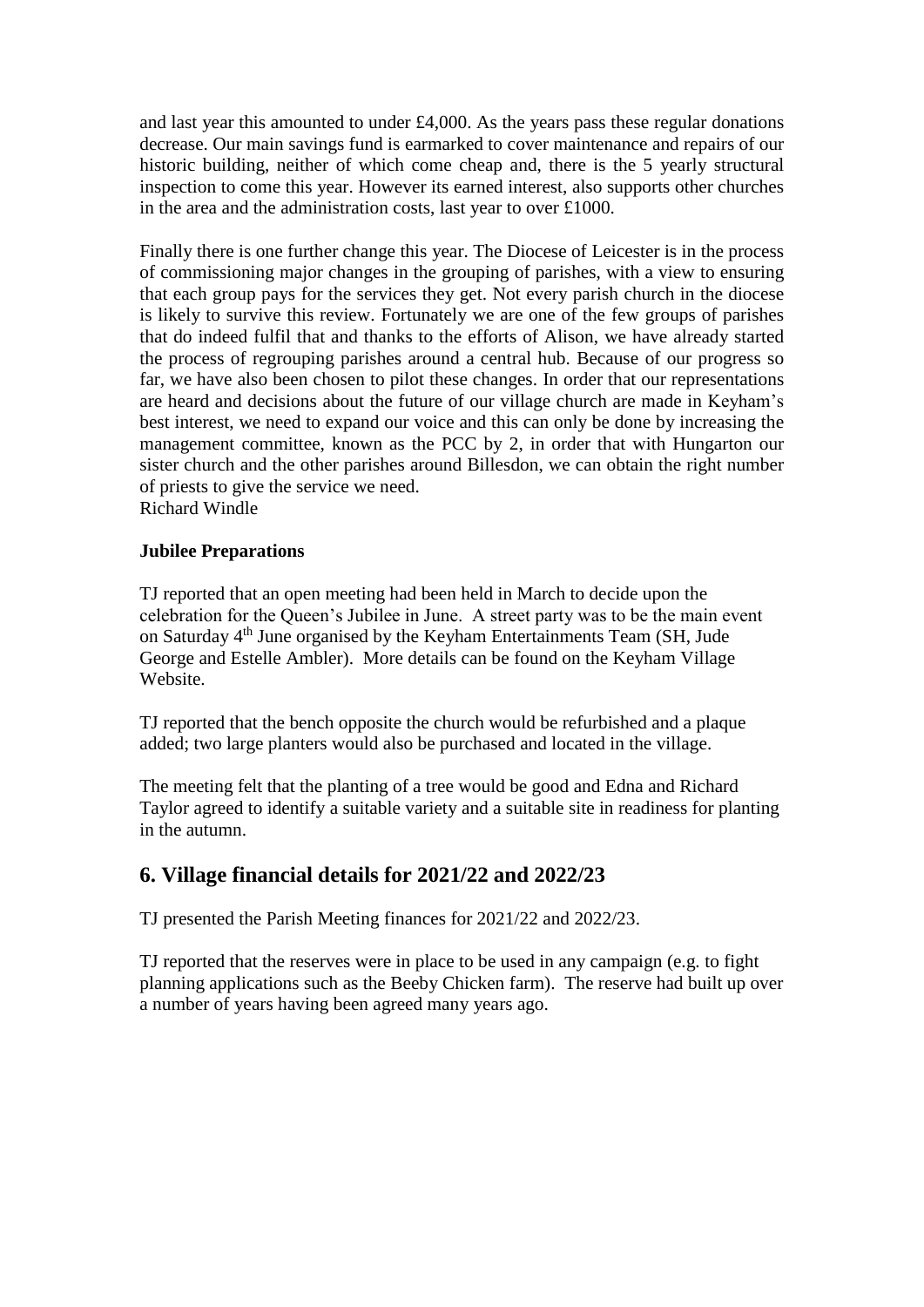and last year this amounted to under £4,000. As the years pass these regular donations decrease. Our main savings fund is earmarked to cover maintenance and repairs of our historic building, neither of which come cheap and, there is the 5 yearly structural inspection to come this year. However its earned interest, also supports other churches in the area and the administration costs, last year to over £1000.

Finally there is one further change this year. The Diocese of Leicester is in the process of commissioning major changes in the grouping of parishes, with a view to ensuring that each group pays for the services they get. Not every parish church in the diocese is likely to survive this review. Fortunately we are one of the few groups of parishes that do indeed fulfil that and thanks to the efforts of Alison, we have already started the process of regrouping parishes around a central hub. Because of our progress so far, we have also been chosen to pilot these changes. In order that our representations are heard and decisions about the future of our village church are made in Keyham's best interest, we need to expand our voice and this can only be done by increasing the management committee, known as the PCC by 2, in order that with Hungarton our sister church and the other parishes around Billesdon, we can obtain the right number of priests to give the service we need.
Richard Windle

**Jubilee Preparations**

TJ reported that an open meeting had been held in March to decide upon the celebration for the Queen's Jubilee in June. A street party was to be the main event on Saturday 4th June organised by the Keyham Entertainments Team (SH, Jude George and Estelle Ambler). More details can be found on the Keyham Village Website.

TJ reported that the bench opposite the church would be refurbished and a plaque added; two large planters would also be purchased and located in the village.

The meeting felt that the planting of a tree would be good and Edna and Richard Taylor agreed to identify a suitable variety and a suitable site in readiness for planting in the autumn.

## 6. Village financial details for 2021/22 and 2022/23

TJ presented the Parish Meeting finances for 2021/22 and 2022/23.

TJ reported that the reserves were in place to be used in any campaign (e.g. to fight planning applications such as the Beeby Chicken farm). The reserve had built up over a number of years having been agreed many years ago.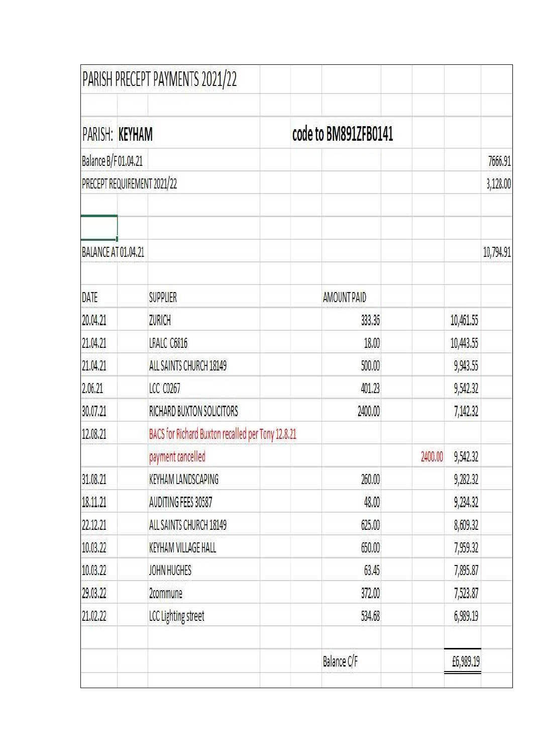# PARISH PRECEPT PAYMENTS 2021/22

**PARISH: KEYHAM** &nbsp;&nbsp;&nbsp;&nbsp; **code to BM891ZFB0141**

| | | | | | |
|---|---|---|---|---|---|
| Balance B/F 01.04.21 | | | | | 7666.91 |
| PRECEPT REQUIREMENT 2021/22 | | | | | 3,128.00 |
| | | | | | |
| BALANCE AT 01.04.21 | | | | | 10,794.91 |

| DATE | SUPPLIER | AMOUNT PAID | | |
|---|---|---|---|---|
| 20.04.21 | ZURICH | 333.36 | | 10,461.55 |
| 21.04.21 | LRALC C6816 | 18.00 | | 10,443.55 |
| 21.04.21 | ALL SAINTS CHURCH 18149 | 500.00 | | 9,943.55 |
| 2.06.21 | LCC C0267 | 401.23 | | 9,542.32 |
| 30.07.21 | RICHARD BUXTON SOLICITORS | 2400.00 | | 7,142.32 |
| 12.08.21 | BACS for Richard Buxton recalled per Tony 12.8.21 | | | |
| | payment cancelled | | 2400.00 | 9,542.32 |
| 31.08.21 | KEYHAM LANDSCAPING | 260.00 | | 9,282.32 |
| 18.11.21 | AUDITING FEES 30587 | 48.00 | | 9,234.32 |
| 22.12.21 | ALL SAINTS CHURCH 18149 | 625.00 | | 8,609.32 |
| 10.03.22 | KEYHAM VILLAGE HALL | 650.00 | | 7,959.32 |
| 10.03.22 | JOHN HUGHES | 63.45 | | 7,895.87 |
| 29.03.22 | 2commune | 372.00 | | 7,523.87 |
| 21.02.22 | LCC Lighting street | 534.68 | | 6,989.19 |
| | | | | |
| | | Balance C/F | | £6,989.19 |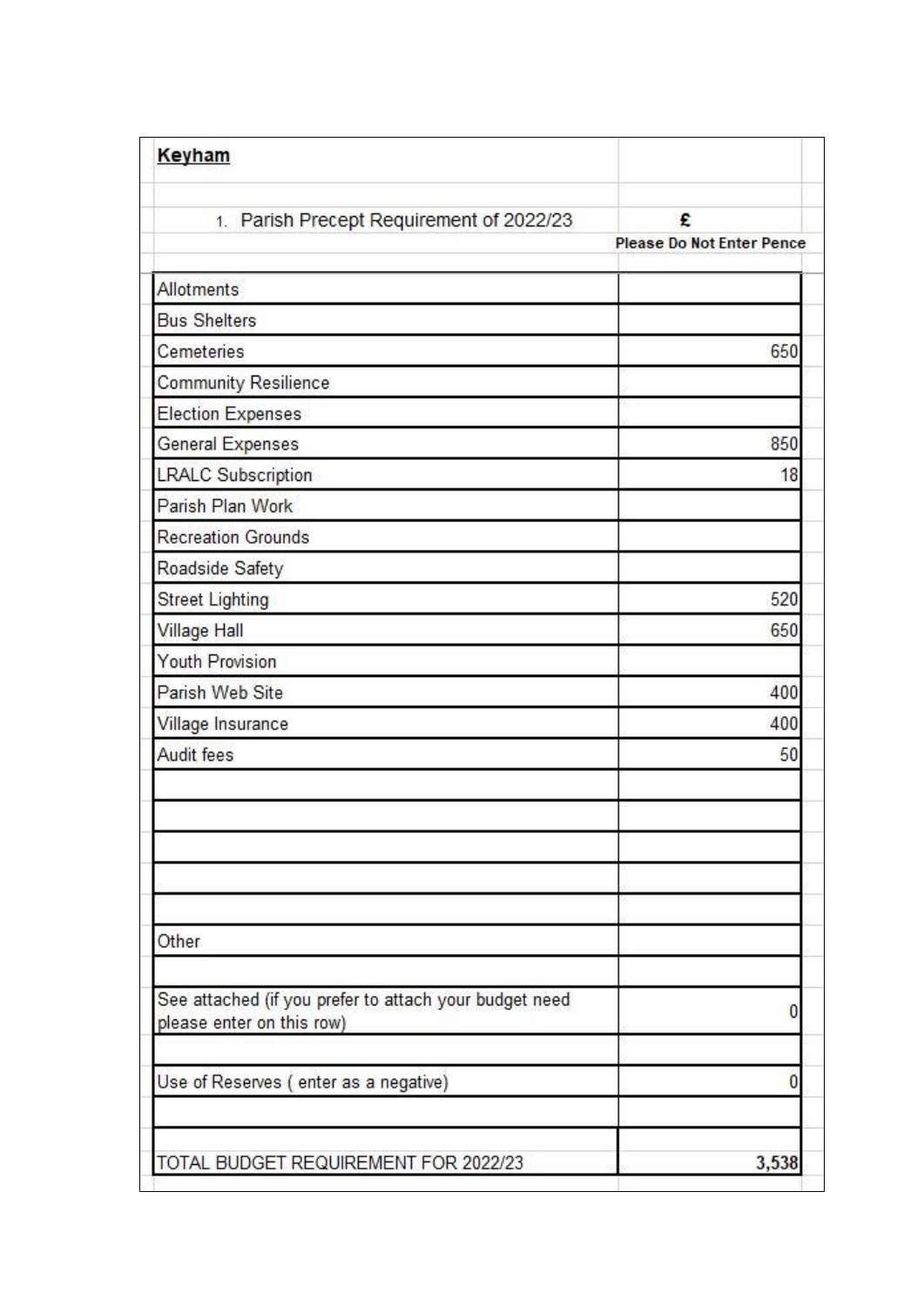**Keyham**

| 1. Parish Precept Requirement of 2022/23 | £ **Please Do Not Enter Pence** |
|---|---|
| Allotments | |
| Bus Shelters | |
| Cemeteries | 650 |
| Community Resilience | |
| Election Expenses | |
| General Expenses | 850 |
| LRALC Subscription | 18 |
| Parish Plan Work | |
| Recreation Grounds | |
| Roadside Safety | |
| Street Lighting | 520 |
| Village Hall | 650 |
| Youth Provision | |
| Parish Web Site | 400 |
| Village Insurance | 400 |
| Audit fees | 50 |
| | |
| | |
| | |
| | |
| | |
| Other | |
| | |
| See attached (if you prefer to attach your budget need please enter on this row) | 0 |
| | |
| Use of Reserves ( enter as a negative) | 0 |
| | |
| TOTAL BUDGET REQUIREMENT FOR 2022/23 | 3,538 |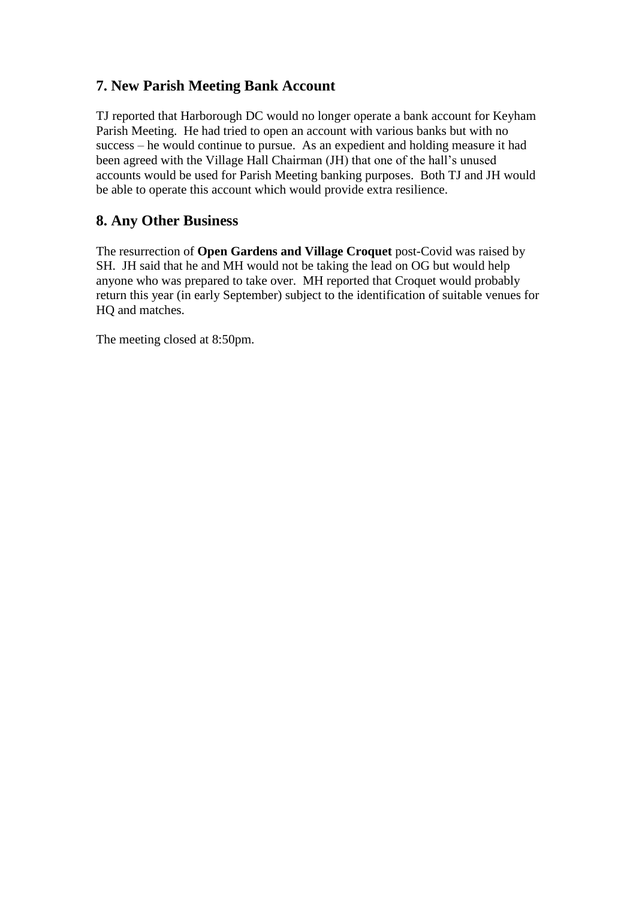## 7. New Parish Meeting Bank Account

TJ reported that Harborough DC would no longer operate a bank account for Keyham Parish Meeting. He had tried to open an account with various banks but with no success – he would continue to pursue. As an expedient and holding measure it had been agreed with the Village Hall Chairman (JH) that one of the hall's unused accounts would be used for Parish Meeting banking purposes. Both TJ and JH would be able to operate this account which would provide extra resilience.

## 8. Any Other Business

The resurrection of **Open Gardens and Village Croquet** post-Covid was raised by SH. JH said that he and MH would not be taking the lead on OG but would help anyone who was prepared to take over. MH reported that Croquet would probably return this year (in early September) subject to the identification of suitable venues for HQ and matches.

The meeting closed at 8:50pm.